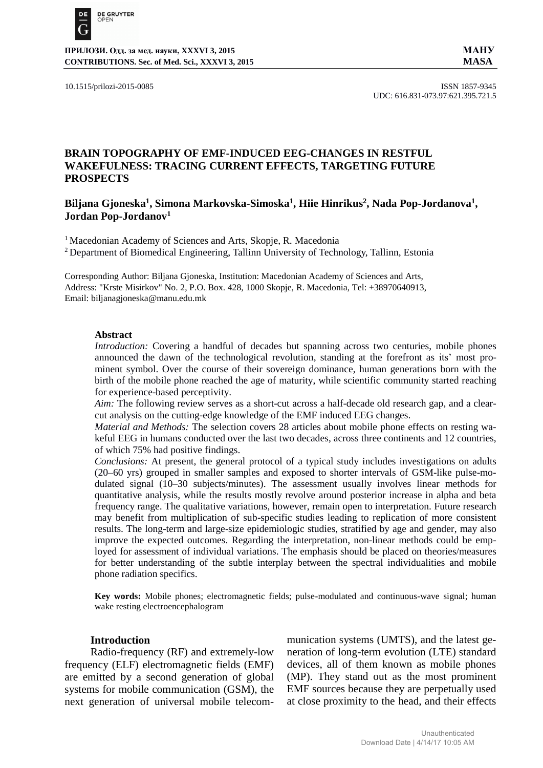10.1515/prilozi-2015-0085

ISSN 1857-9345
UDC: 616.831-073.97:621.395.721.5

# BRAIN TOPOGRAPHY OF EMF-INDUCED EEG-CHANGES IN RESTFUL WAKEFULNESS: TRACING CURRENT EFFECTS, TARGETING FUTURE PROSPECTS

**Biljana Gjoneska[1], Simona Markovska-Simoska[1], Hiie Hinrikus[2], Nada Pop-Jordanova[1], Jordan Pop-Jordanov[1]**

[1] Macedonian Academy of Sciences and Arts, Skopje, R. Macedonia
[2] Department of Biomedical Engineering, Tallinn University of Technology, Tallinn, Estonia

Corresponding Author: Biljana Gjoneska, Institution: Macedonian Academy of Sciences and Arts, Address: "Krste Misirkov" No. 2, P.O. Box. 428, 1000 Skopje, R. Macedonia, Tel: +38970640913, Email: biljanagjoneska@manu.edu.mk

## Abstract

*Introduction:* Covering a handful of decades but spanning across two centuries, mobile phones announced the dawn of the technological revolution, standing at the forefront as its' most prominent symbol. Over the course of their sovereign dominance, human generations born with the birth of the mobile phone reached the age of maturity, while scientific community started reaching for experience-based perceptivity.

*Aim:* The following review serves as a short-cut across a half-decade old research gap, and a clear-cut analysis on the cutting-edge knowledge of the EMF induced EEG changes.

*Material and Methods:* The selection covers 28 articles about mobile phone effects on resting wakeful EEG in humans conducted over the last two decades, across three continents and 12 countries, of which 75% had positive findings.

*Conclusions:* At present, the general protocol of a typical study includes investigations on adults (20–60 yrs) grouped in smaller samples and exposed to shorter intervals of GSM-like pulse-modulated signal (10–30 subjects/minutes). The assessment usually involves linear methods for quantitative analysis, while the results mostly revolve around posterior increase in alpha and beta frequency range. The qualitative variations, however, remain open to interpretation. Future research may benefit from multiplication of sub-specific studies leading to replication of more consistent results. The long-term and large-size epidemiologic studies, stratified by age and gender, may also improve the expected outcomes. Regarding the interpretation, non-linear methods could be employed for assessment of individual variations. The emphasis should be placed on theories/measures for better understanding of the subtle interplay between the spectral individualities and mobile phone radiation specifics.

**Key words:** Mobile phones; electromagnetic fields; pulse-modulated and continuous-wave signal; human wake resting electroencephalogram

## Introduction

Radio-frequency (RF) and extremely-low frequency (ELF) electromagnetic fields (EMF) are emitted by a second generation of global systems for mobile communication (GSM), the next generation of universal mobile telecommunication systems (UMTS), and the latest generation of long-term evolution (LTE) standard devices, all of them known as mobile phones (MP). They stand out as the most prominent EMF sources because they are perpetually used at close proximity to the head, and their effects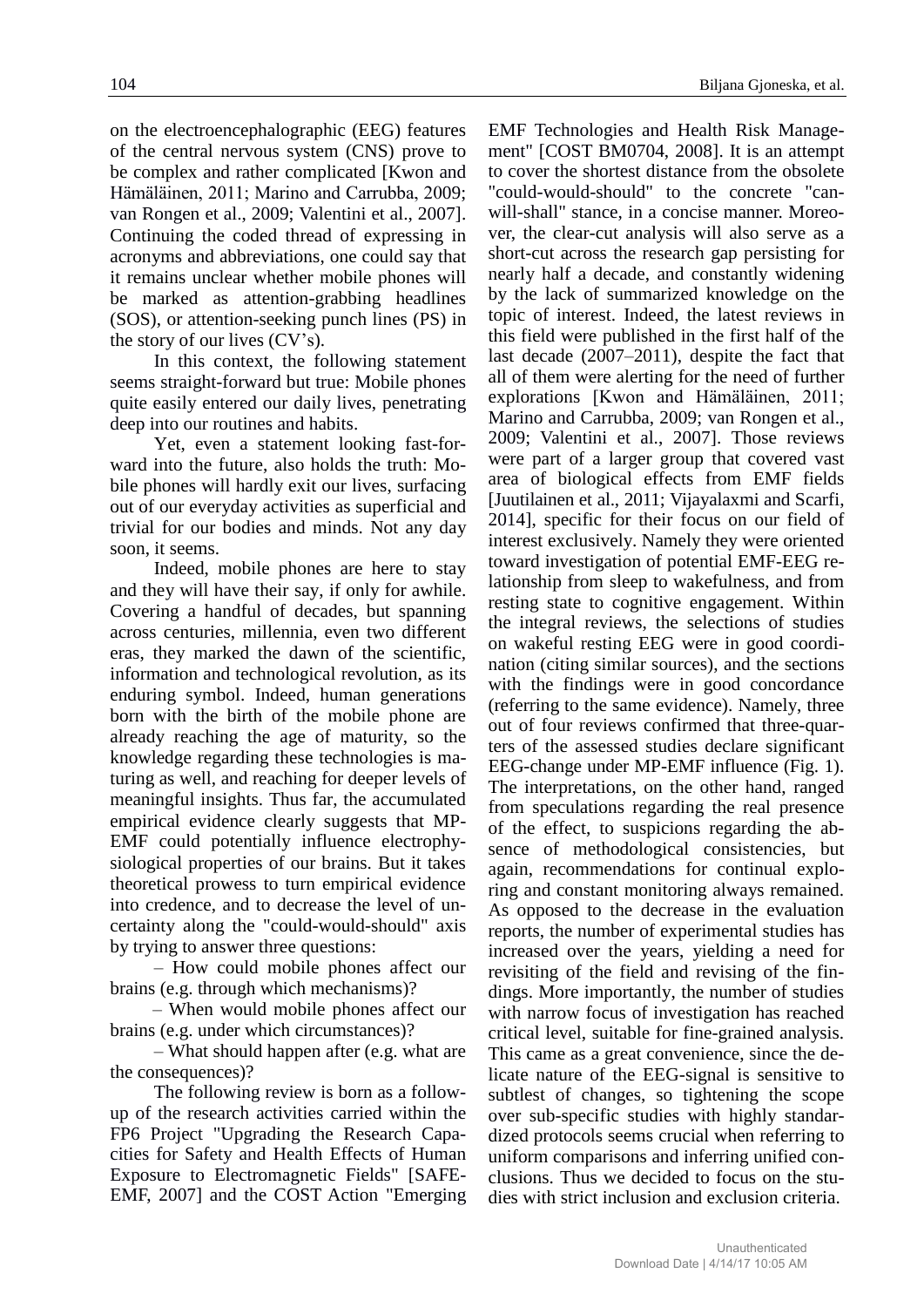on the electroencephalographic (EEG) features of the central nervous system (CNS) prove to be complex and rather complicated [Kwon and Hämäläinen, 2011; Marino and Carrubba, 2009; van Rongen et al., 2009; Valentini et al., 2007]. Continuing the coded thread of expressing in acronyms and abbreviations, one could say that it remains unclear whether mobile phones will be marked as attention-grabbing headlines (SOS), or attention-seeking punch lines (PS) in the story of our lives (CV's).

In this context, the following statement seems straight-forward but true: Mobile phones quite easily entered our daily lives, penetrating deep into our routines and habits.

Yet, even a statement looking fast-forward into the future, also holds the truth: Mobile phones will hardly exit our lives, surfacing out of our everyday activities as superficial and trivial for our bodies and minds. Not any day soon, it seems.

Indeed, mobile phones are here to stay and they will have their say, if only for awhile. Covering a handful of decades, but spanning across centuries, millennia, even two different eras, they marked the dawn of the scientific, information and technological revolution, as its enduring symbol. Indeed, human generations born with the birth of the mobile phone are already reaching the age of maturity, so the knowledge regarding these technologies is maturing as well, and reaching for deeper levels of meaningful insights. Thus far, the accumulated empirical evidence clearly suggests that MP-EMF could potentially influence electrophysiological properties of our brains. But it takes theoretical prowess to turn empirical evidence into credence, and to decrease the level of uncertainty along the "could-would-should" axis by trying to answer three questions:

– How could mobile phones affect our brains (e.g. through which mechanisms)?

– When would mobile phones affect our brains (e.g. under which circumstances)?

– What should happen after (e.g. what are the consequences)?

The following review is born as a follow-up of the research activities carried within the FP6 Project "Upgrading the Research Capacities for Safety and Health Effects of Human Exposure to Electromagnetic Fields" [SAFE-EMF, 2007] and the COST Action "Emerging EMF Technologies and Health Risk Management" [COST BM0704, 2008]. It is an attempt to cover the shortest distance from the obsolete "could-would-should" to the concrete "can-will-shall" stance, in a concise manner. Moreover, the clear-cut analysis will also serve as a short-cut across the research gap persisting for nearly half a decade, and constantly widening by the lack of summarized knowledge on the topic of interest. Indeed, the latest reviews in this field were published in the first half of the last decade (2007–2011), despite the fact that all of them were alerting for the need of further explorations [Kwon and Hämäläinen, 2011; Marino and Carrubba, 2009; van Rongen et al., 2009; Valentini et al., 2007]. Those reviews were part of a larger group that covered vast area of biological effects from EMF fields [Juutilainen et al., 2011; Vijayalaxmi and Scarfi, 2014], specific for their focus on our field of interest exclusively. Namely they were oriented toward investigation of potential EMF-EEG relationship from sleep to wakefulness, and from resting state to cognitive engagement. Within the integral reviews, the selections of studies on wakeful resting EEG were in good coordination (citing similar sources), and the sections with the findings were in good concordance (referring to the same evidence). Namely, three out of four reviews confirmed that three-quarters of the assessed studies declare significant EEG-change under MP-EMF influence (Fig. 1). The interpretations, on the other hand, ranged from speculations regarding the real presence of the effect, to suspicions regarding the absence of methodological consistencies, but again, recommendations for continual exploring and constant monitoring always remained. As opposed to the decrease in the evaluation reports, the number of experimental studies has increased over the years, yielding a need for revisiting of the field and revising of the findings. More importantly, the number of studies with narrow focus of investigation has reached critical level, suitable for fine-grained analysis. This came as a great convenience, since the delicate nature of the EEG-signal is sensitive to subtlest of changes, so tightening the scope over sub-specific studies with highly standardized protocols seems crucial when referring to uniform comparisons and inferring unified conclusions. Thus we decided to focus on the studies with strict inclusion and exclusion criteria.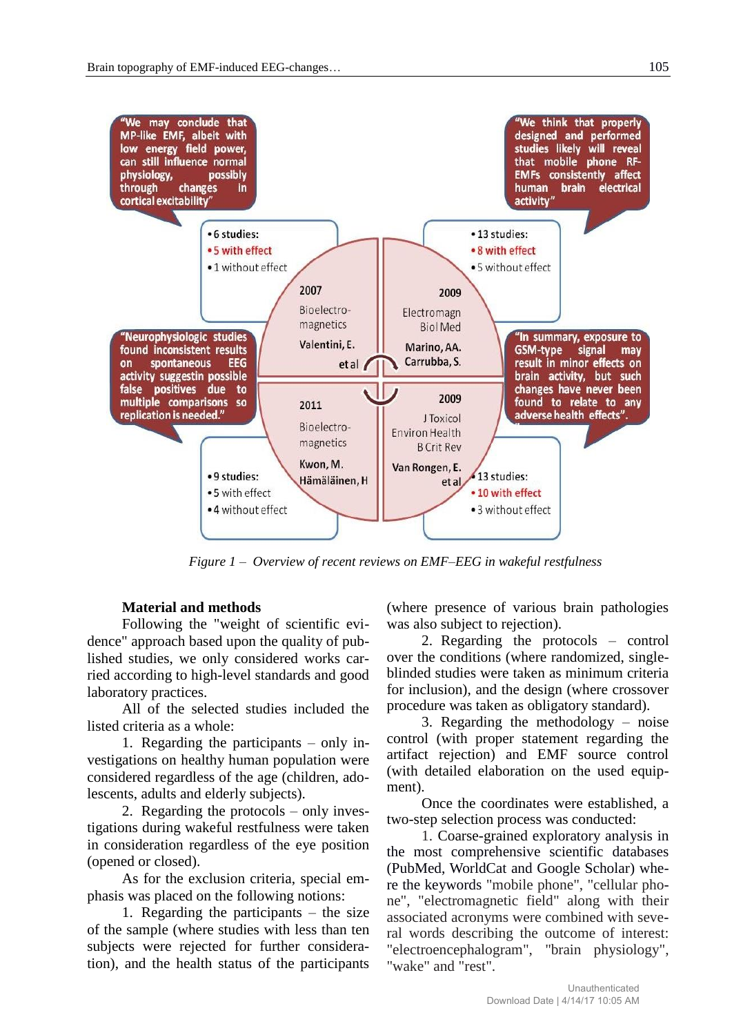"We may conclude that MP-like EMF, albeit with low energy field power, can still influence normal physiology, possibly through changes in cortical excitability"

- 6 studies:
- 5 with effect
- 1 without effect

2007
Bioelectromagnetics
Valentini, E. et al

"We think that properly designed and performed studies likely will reveal that mobile phone RF-EMFs consistently affect human brain electrical activity"

- 13 studies:
- 8 with effect
- 5 without effect

2009
Electromagn Biol Med
Marino, AA. Carrubba, S.

"Neurophysiologic studies found inconsistent results on spontaneous EEG activity suggestin possible false positives due to multiple comparisons so replication is needed."

2011
Bioelectromagnetics
Kwon, M. Hämäläinen, H

- 9 studies:
- 5 with effect
- 4 without effect

"In summary, exposure to GSM-type signal may result in minor effects on brain activity, but such changes have never been found to relate to any adverse health effects".

2009
J Toxicol Environ Health B Crit Rev
Van Rongen, E. et al

- 13 studies:
- 10 with effect
- 3 without effect

*Figure 1 – Overview of recent reviews on EMF–EEG in wakeful restfulness*

**Material and methods**

Following the "weight of scientific evidence" approach based upon the quality of published studies, we only considered works carried according to high-level standards and good laboratory practices.

All of the selected studies included the listed criteria as a whole:

1. Regarding the participants – only investigations on healthy human population were considered regardless of the age (children, adolescents, adults and elderly subjects).

2. Regarding the protocols – only investigations during wakeful restfulness were taken in consideration regardless of the eye position (opened or closed).

As for the exclusion criteria, special emphasis was placed on the following notions:

1. Regarding the participants – the size of the sample (where studies with less than ten subjects were rejected for further consideration), and the health status of the participants (where presence of various brain pathologies was also subject to rejection).

2. Regarding the protocols – control over the conditions (where randomized, single-blinded studies were taken as minimum criteria for inclusion), and the design (where crossover procedure was taken as obligatory standard).

3. Regarding the methodology – noise control (with proper statement regarding the artifact rejection) and EMF source control (with detailed elaboration on the used equipment).

Once the coordinates were established, a two-step selection process was conducted:

1. Coarse-grained exploratory analysis in the most comprehensive scientific databases (PubMed, WorldCat and Google Scholar) where the keywords "mobile phone", "cellular phone", "electromagnetic field" along with their associated acronyms were combined with several words describing the outcome of interest: "electroencephalogram", "brain physiology", "wake" and "rest".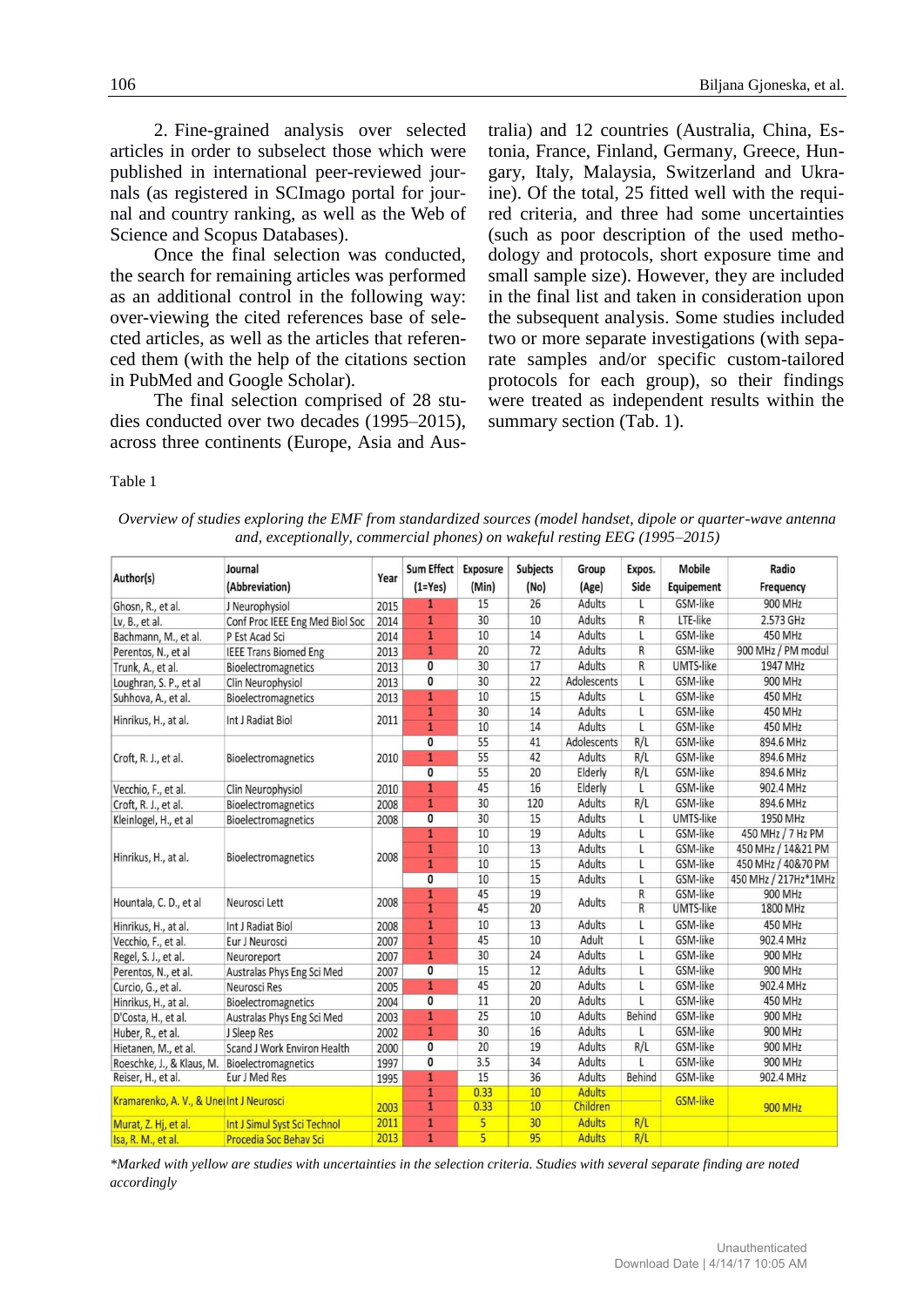2. Fine-grained analysis over selected articles in order to subselect those which were published in international peer-reviewed journals (as registered in SCImago portal for journal and country ranking, as well as the Web of Science and Scopus Databases).

Once the final selection was conducted, the search for remaining articles was performed as an additional control in the following way: over-viewing the cited references base of selected articles, as well as the articles that referenced them (with the help of the citations section in PubMed and Google Scholar).

The final selection comprised of 28 studies conducted over two decades (1995–2015), across three continents (Europe, Asia and Australia) and 12 countries (Australia, China, Estonia, France, Finland, Germany, Greece, Hungary, Italy, Malaysia, Switzerland and Ukraine). Of the total, 25 fitted well with the required criteria, and three had some uncertainties (such as poor description of the used methodology and protocols, short exposure time and small sample size). However, they are included in the final list and taken in consideration upon the subsequent analysis. Some studies included two or more separate investigations (with separate samples and/or specific custom-tailored protocols for each group), so their findings were treated as independent results within the summary section (Tab. 1).

Table 1

*Overview of studies exploring the EMF from standardized sources (model handset, dipole or quarter-wave antenna and, exceptionally, commercial phones) on wakeful resting EEG (1995–2015)*

| Author(s) | Journal (Abbreviation) | Year | Sum Effect (1=Yes) | Exposure (Min) | Subjects (No) | Group (Age) | Expos. Side | Mobile Equipement | Radio Frequency |
|---|---|---|---|---|---|---|---|---|---|
| Ghosn, R., et al. | J Neurophysiol | 2015 | 1 | 15 | 26 | Adults | L | GSM-like | 900 MHz |
| Lv, B., et al. | Conf Proc IEEE Eng Med Biol Soc | 2014 | 1 | 30 | 10 | Adults | R | LTE-like | 2.573 GHz |
| Bachmann, M., et al. | P Est Acad Sci | 2014 | 1 | 10 | 14 | Adults | L | GSM-like | 450 MHz |
| Perentos, N., et al | IEEE Trans Biomed Eng | 2013 | 1 | 20 | 72 | Adults | R | GSM-like | 900 MHz / PM modul |
| Trunk, A., et al. | Bioelectromagnetics | 2013 | 0 | 30 | 17 | Adults | R | UMTS-like | 1947 MHz |
| Loughran, S. P., et al | Clin Neurophysiol | 2013 | 0 | 30 | 22 | Adolescents | L | GSM-like | 900 MHz |
| Suhhova, A., et al. | Bioelectromagnetics | 2013 | 1 | 10 | 15 | Adults | L | GSM-like | 450 MHz |
| Hinrikus, H., at al. | Int J Radiat Biol | 2011 | 1 | 30 | 14 | Adults | L | GSM-like | 450 MHz |
| | | | 1 | 10 | 14 | Adults | L | GSM-like | 450 MHz |
| Croft, R. J., et al. | Bioelectromagnetics | 2010 | 0 | 55 | 41 | Adolescents | R/L | GSM-like | 894.6 MHz |
| | | | 1 | 55 | 42 | Adults | R/L | GSM-like | 894.6 MHz |
| | | | 0 | 55 | 20 | Elderly | R/L | GSM-like | 894.6 MHz |
| Vecchio, F., et al. | Clin Neurophysiol | 2010 | 1 | 45 | 16 | Elderly | L | GSM-like | 902.4 MHz |
| Croft, R. J., et al. | Bioelectromagnetics | 2008 | 1 | 30 | 120 | Adults | R/L | GSM-like | 894.6 MHz |
| Kleinlogel, H., et al | Bioelectromagnetics | 2008 | 0 | 30 | 15 | Adults | L | UMTS-like | 1950 MHz |
| Hinrikus, H., at al. | Bioelectromagnetics | 2008 | 1 | 10 | 19 | Adults | L | GSM-like | 450 MHz / 7 Hz PM |
| | | | 1 | 10 | 13 | Adults | L | GSM-like | 450 MHz / 14&21 PM |
| | | | 1 | 10 | 15 | Adults | L | GSM-like | 450 MHz / 40&70 PM |
| | | | 0 | 10 | 15 | Adults | L | GSM-like | 450 MHz / 217Hz*1MHz |
| Hountala, C. D., et al | Neurosci Lett | 2008 | 1 | 45 | 19 | Adults | R | GSM-like | 900 MHz |
| | | | 1 | 45 | 20 | | R | UMTS-like | 1800 MHz |
| Hinrikus, H., at al. | Int J Radiat Biol | 2008 | 1 | 10 | 13 | Adults | L | GSM-like | 450 MHz |
| Vecchio, F., et al. | Eur J Neurosci | 2007 | 1 | 45 | 10 | Adult | L | GSM-like | 902.4 MHz |
| Regel, S. J., et al. | Neuroreport | 2007 | 1 | 30 | 24 | Adults | L | GSM-like | 900 MHz |
| Perentos, N., et al. | Australas Phys Eng Sci Med | 2007 | 0 | 15 | 12 | Adults | L | GSM-like | 900 MHz |
| Curcio, G., et al. | Neurosci Res | 2005 | 1 | 45 | 20 | Adults | L | GSM-like | 902.4 MHz |
| Hinrikus, H., at al. | Bioelectromagnetics | 2004 | 0 | 11 | 20 | Adults | L | GSM-like | 450 MHz |
| D'Costa, H., et al. | Australas Phys Eng Sci Med | 2003 | 1 | 25 | 10 | Adults | Behind | GSM-like | 900 MHz |
| Huber, R., et al. | J Sleep Res | 2002 | 1 | 30 | 16 | Adults | L | GSM-like | 900 MHz |
| Hietanen, M., et al. | Scand J Work Environ Health | 2000 | 0 | 20 | 19 | Adults | R/L | GSM-like | 900 MHz |
| Roeschke, J., & Klaus, M. | Bioelectromagnetics | 1997 | 0 | 3.5 | 34 | Adults | L | GSM-like | 900 MHz |
| Reiser, H., et al. | Eur J Med Res | 1995 | 1 | 15 | 36 | Adults | Behind | GSM-like | 902.4 MHz |
| Kramarenko, A. V., & Uner | Int J Neurosci | 2003 | 1 | 0.33 | 10 | Adults | | GSM-like | 900 MHz |
| | | | 1 | 0.33 | 10 | Children | | | |
| Murat, Z. Hj, et al. | Int J Simul Syst Sci Technol | 2011 | 1 | 5 | 30 | Adults | R/L | | |
| Isa, R. M., et al. | Procedia Soc Behav Sci | 2013 | 1 | 5 | 95 | Adults | R/L | | |

*\*Marked with yellow are studies with uncertainties in the selection criteria. Studies with several separate finding are noted accordingly*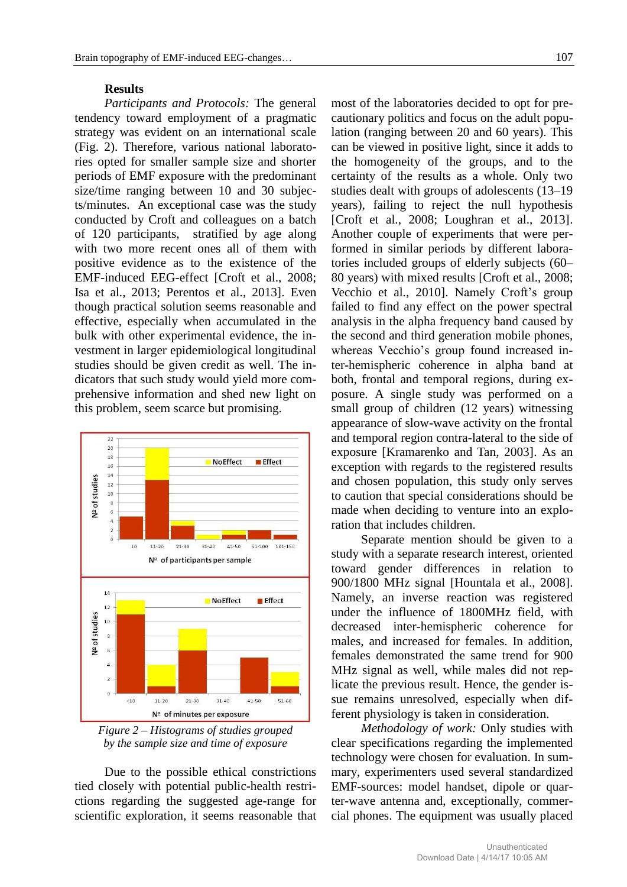**Results**

*Participants and Protocols:* The general tendency toward employment of a pragmatic strategy was evident on an international scale (Fig. 2). Therefore, various national laboratories opted for smaller sample size and shorter periods of EMF exposure with the predominant size/time ranging between 10 and 30 subjects/minutes. An exceptional case was the study conducted by Croft and colleagues on a batch of 120 participants, stratified by age along with two more recent ones all of them with positive evidence as to the existence of the EMF-induced EEG-effect [Croft et al., 2008; Isa et al., 2013; Perentos et al., 2013]. Even though practical solution seems reasonable and effective, especially when accumulated in the bulk with other experimental evidence, the investment in larger epidemiological longitudinal studies should be given credit as well. The indicators that such study would yield more comprehensive information and shed new light on this problem, seem scarce but promising.

*Figure 2 – Histograms of studies grouped by the sample size and time of exposure*

Due to the possible ethical constrictions tied closely with potential public-health restrictions regarding the suggested age-range for scientific exploration, it seems reasonable that most of the laboratories decided to opt for precautionary politics and focus on the adult population (ranging between 20 and 60 years). This can be viewed in positive light, since it adds to the homogeneity of the groups, and to the certainty of the results as a whole. Only two studies dealt with groups of adolescents (13–19 years), failing to reject the null hypothesis [Croft et al., 2008; Loughran et al., 2013]. Another couple of experiments that were performed in similar periods by different laboratories included groups of elderly subjects (60–80 years) with mixed results [Croft et al., 2008; Vecchio et al., 2010]. Namely Croft's group failed to find any effect on the power spectral analysis in the alpha frequency band caused by the second and third generation mobile phones, whereas Vecchio's group found increased inter-hemispheric coherence in alpha band at both, frontal and temporal regions, during exposure. A single study was performed on a small group of children (12 years) witnessing appearance of slow-wave activity on the frontal and temporal region contra-lateral to the side of exposure [Kramarenko and Tan, 2003]. As an exception with regards to the registered results and chosen population, this study only serves to caution that special considerations should be made when deciding to venture into an exploration that includes children.

Separate mention should be given to a study with a separate research interest, oriented toward gender differences in relation to 900/1800 MHz signal [Hountala et al., 2008]. Namely, an inverse reaction was registered under the influence of 1800MHz field, with decreased inter-hemispheric coherence for males, and increased for females. In addition, females demonstrated the same trend for 900 MHz signal as well, while males did not replicate the previous result. Hence, the gender issue remains unresolved, especially when different physiology is taken in consideration.

*Methodology of work:* Only studies with clear specifications regarding the implemented technology were chosen for evaluation. In summary, experimenters used several standardized EMF-sources: model handset, dipole or quarter-wave antenna and, exceptionally, commercial phones. The equipment was usually placed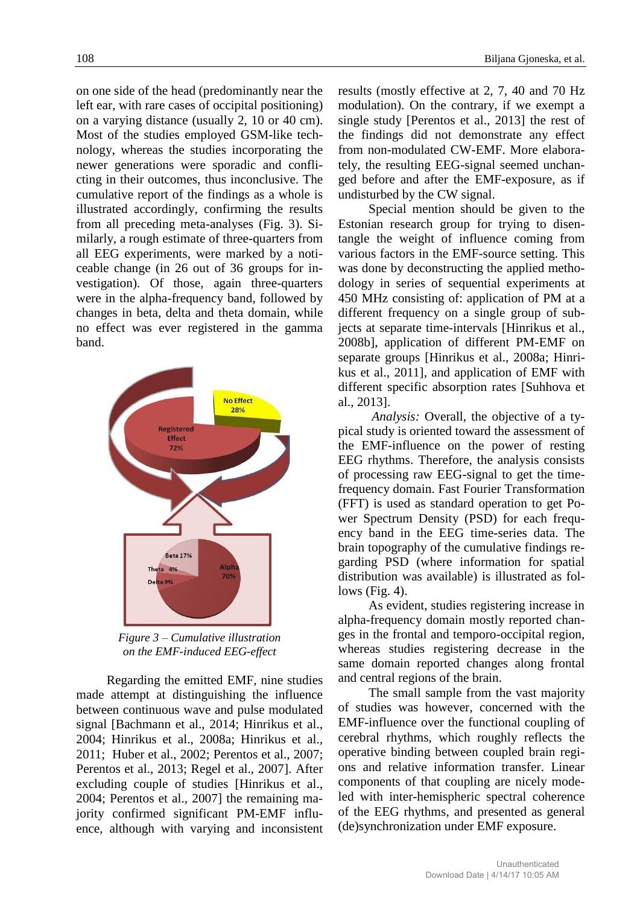on one side of the head (predominantly near the left ear, with rare cases of occipital positioning) on a varying distance (usually 2, 10 or 40 cm). Most of the studies employed GSM-like technology, whereas the studies incorporating the newer generations were sporadic and conflicting in their outcomes, thus inconclusive. The cumulative report of the findings as a whole is illustrated accordingly, confirming the results from all preceding meta-analyses (Fig. 3). Similarly, a rough estimate of three-quarters from all EEG experiments, were marked by a noticeable change (in 26 out of 36 groups for investigation). Of those, again three-quarters were in the alpha-frequency band, followed by changes in beta, delta and theta domain, while no effect was ever registered in the gamma band.

*Figure 3 – Cumulative illustration on the EMF-induced EEG-effect*

Regarding the emitted EMF, nine studies made attempt at distinguishing the influence between continuous wave and pulse modulated signal [Bachmann et al., 2014; Hinrikus et al., 2004; Hinrikus et al., 2008a; Hinrikus et al., 2011; Huber et al., 2002; Perentos et al., 2007; Perentos et al., 2013; Regel et al., 2007]. After excluding couple of studies [Hinrikus et al., 2004; Perentos et al., 2007] the remaining majority confirmed significant PM-EMF influence, although with varying and inconsistent results (mostly effective at 2, 7, 40 and 70 Hz modulation). On the contrary, if we exempt a single study [Perentos et al., 2013] the rest of the findings did not demonstrate any effect from non-modulated CW-EMF. More elaborately, the resulting EEG-signal seemed unchanged before and after the EMF-exposure, as if undisturbed by the CW signal.

Special mention should be given to the Estonian research group for trying to disentangle the weight of influence coming from various factors in the EMF-source setting. This was done by deconstructing the applied methodology in series of sequential experiments at 450 MHz consisting of: application of PM at a different frequency on a single group of subjects at separate time-intervals [Hinrikus et al., 2008b], application of different PM-EMF on separate groups [Hinrikus et al., 2008a; Hinrikus et al., 2011], and application of EMF with different specific absorption rates [Suhhova et al., 2013].

*Analysis:* Overall, the objective of a typical study is oriented toward the assessment of the EMF-influence on the power of resting EEG rhythms. Therefore, the analysis consists of processing raw EEG-signal to get the time-frequency domain. Fast Fourier Transformation (FFT) is used as standard operation to get Power Spectrum Density (PSD) for each frequency band in the EEG time-series data. The brain topography of the cumulative findings regarding PSD (where information for spatial distribution was available) is illustrated as follows (Fig. 4).

As evident, studies registering increase in alpha-frequency domain mostly reported changes in the frontal and temporo-occipital region, whereas studies registering decrease in the same domain reported changes along frontal and central regions of the brain.

The small sample from the vast majority of studies was however, concerned with the EMF-influence over the functional coupling of cerebral rhythms, which roughly reflects the operative binding between coupled brain regions and relative information transfer. Linear components of that coupling are nicely modelled with inter-hemispheric spectral coherence of the EEG rhythms, and presented as general (de)synchronization under EMF exposure.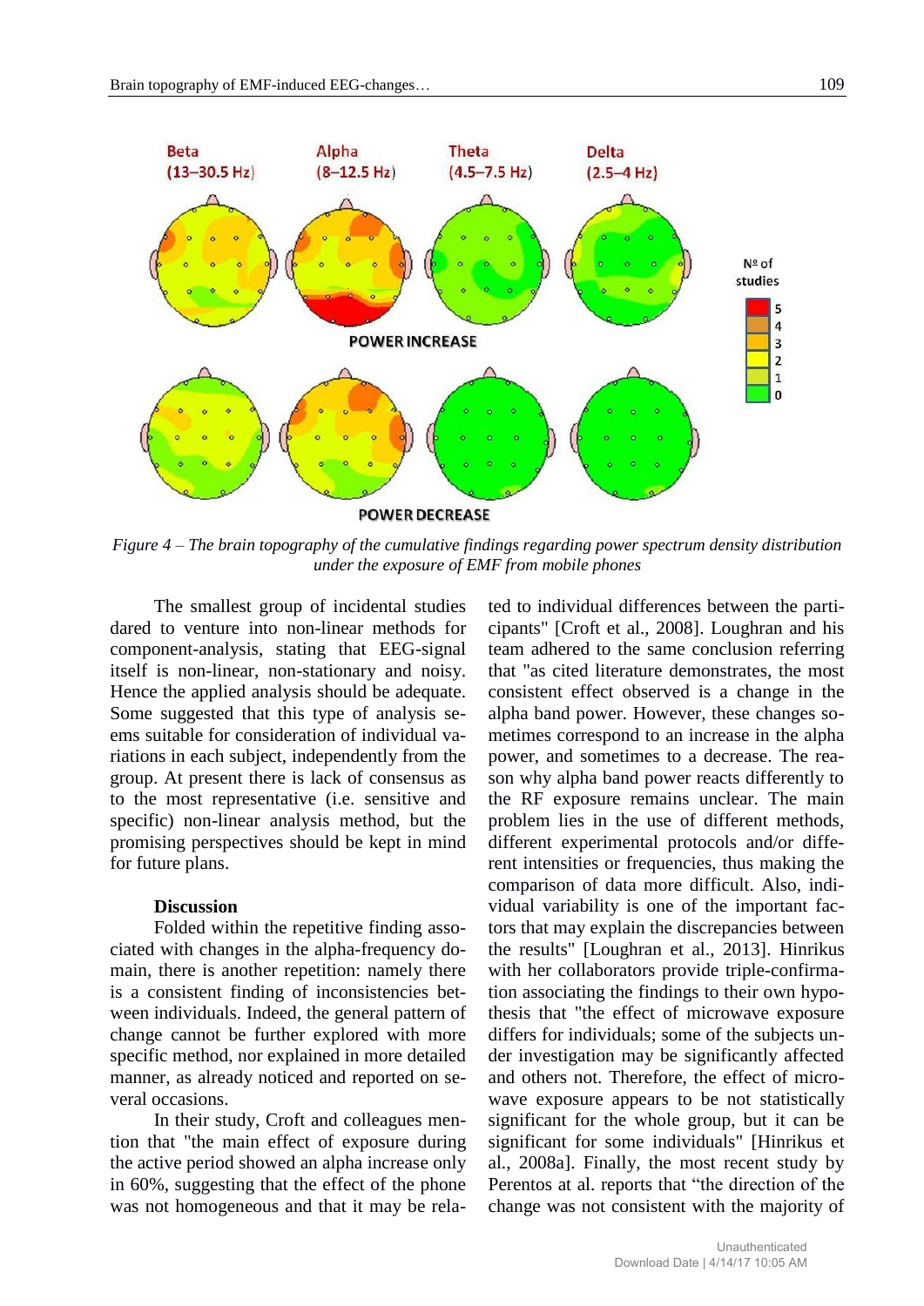Figure 4 – The brain topography of the cumulative findings regarding power spectrum density distribution under the exposure of EMF from mobile phones

The smallest group of incidental studies dared to venture into non-linear methods for component-analysis, stating that EEG-signal itself is non-linear, non-stationary and noisy. Hence the applied analysis should be adequate. Some suggested that this type of analysis seems suitable for consideration of individual variations in each subject, independently from the group. At present there is lack of consensus as to the most representative (i.e. sensitive and specific) non-linear analysis method, but the promising perspectives should be kept in mind for future plans.

## Discussion

Folded within the repetitive finding associated with changes in the alpha-frequency domain, there is another repetition: namely there is a consistent finding of inconsistencies between individuals. Indeed, the general pattern of change cannot be further explored with more specific method, nor explained in more detailed manner, as already noticed and reported on several occasions.

In their study, Croft and colleagues mention that "the main effect of exposure during the active period showed an alpha increase only in 60%, suggesting that the effect of the phone was not homogeneous and that it may be related to individual differences between the participants" [Croft et al., 2008]. Loughran and his team adhered to the same conclusion referring that "as cited literature demonstrates, the most consistent effect observed is a change in the alpha band power. However, these changes sometimes correspond to an increase in the alpha power, and sometimes to a decrease. The reason why alpha band power reacts differently to the RF exposure remains unclear. The main problem lies in the use of different methods, different experimental protocols and/or different intensities or frequencies, thus making the comparison of data more difficult. Also, individual variability is one of the important factors that may explain the discrepancies between the results" [Loughran et al., 2013]. Hinrikus with her collaborators provide triple-confirmation associating the findings to their own hypothesis that "the effect of microwave exposure differs for individuals; some of the subjects under investigation may be significantly affected and others not. Therefore, the effect of microwave exposure appears to be not statistically significant for the whole group, but it can be significant for some individuals" [Hinrikus et al., 2008a]. Finally, the most recent study by Perentos at al. reports that "the direction of the change was not consistent with the majority of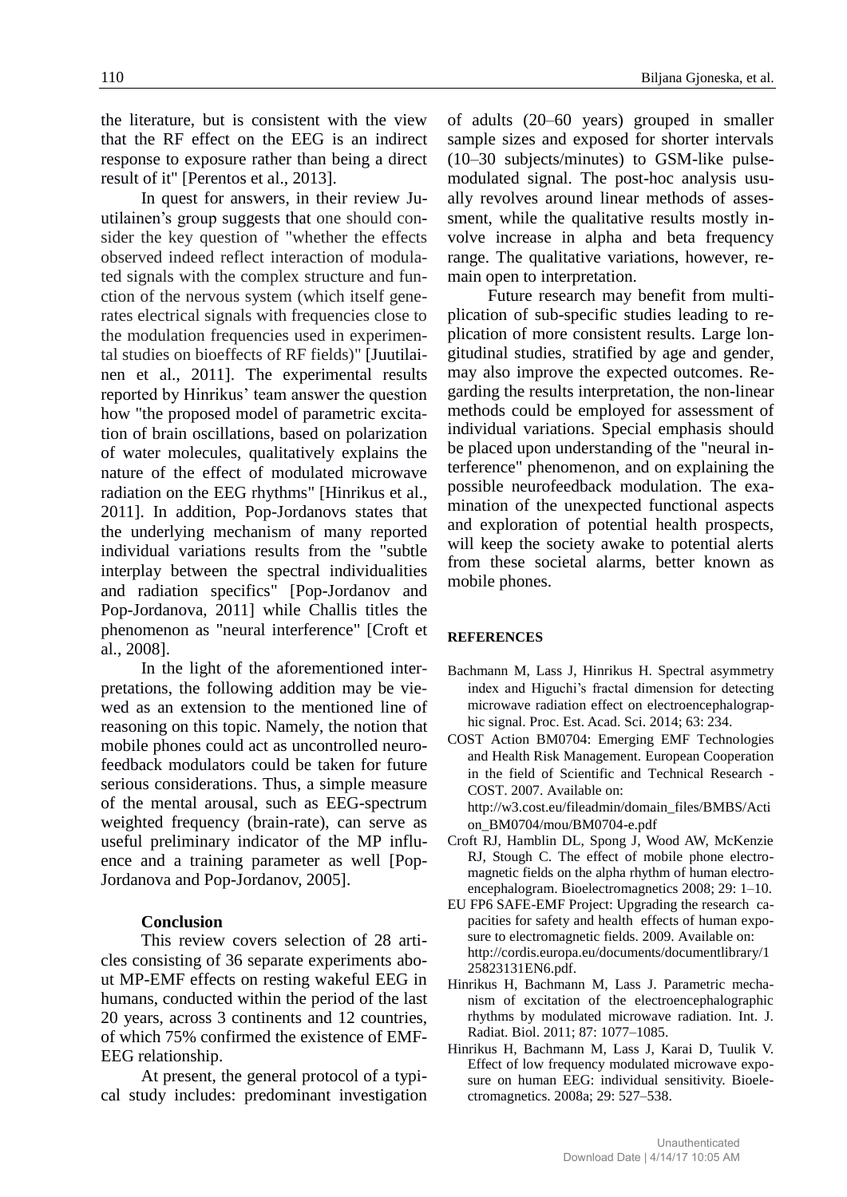the literature, but is consistent with the view that the RF effect on the EEG is an indirect response to exposure rather than being a direct result of it" [Perentos et al., 2013].

In quest for answers, in their review Juutilainen's group suggests that one should consider the key question of "whether the effects observed indeed reflect interaction of modulated signals with the complex structure and function of the nervous system (which itself generates electrical signals with frequencies close to the modulation frequencies used in experimental studies on bioeffects of RF fields)" [Juutilainen et al., 2011]. The experimental results reported by Hinrikus' team answer the question how "the proposed model of parametric excitation of brain oscillations, based on polarization of water molecules, qualitatively explains the nature of the effect of modulated microwave radiation on the EEG rhythms" [Hinrikus et al., 2011]. In addition, Pop-Jordanovs states that the underlying mechanism of many reported individual variations results from the "subtle interplay between the spectral individualities and radiation specifics" [Pop-Jordanov and Pop-Jordanova, 2011] while Challis titles the phenomenon as "neural interference" [Croft et al., 2008].

In the light of the aforementioned interpretations, the following addition may be viewed as an extension to the mentioned line of reasoning on this topic. Namely, the notion that mobile phones could act as uncontrolled neurofeedback modulators could be taken for future serious considerations. Thus, a simple measure of the mental arousal, such as EEG-spectrum weighted frequency (brain-rate), can serve as useful preliminary indicator of the MP influence and a training parameter as well [Pop-Jordanova and Pop-Jordanov, 2005].

## Conclusion

This review covers selection of 28 articles consisting of 36 separate experiments about MP-EMF effects on resting wakeful EEG in humans, conducted within the period of the last 20 years, across 3 continents and 12 countries, of which 75% confirmed the existence of EMF-EEG relationship.

At present, the general protocol of a typical study includes: predominant investigation of adults (20–60 years) grouped in smaller sample sizes and exposed for shorter intervals (10–30 subjects/minutes) to GSM-like pulse-modulated signal. The post-hoc analysis usually revolves around linear methods of assessment, while the qualitative results mostly involve increase in alpha and beta frequency range. The qualitative variations, however, remain open to interpretation.

Future research may benefit from multiplication of sub-specific studies leading to replication of more consistent results. Large longitudinal studies, stratified by age and gender, may also improve the expected outcomes. Regarding the results interpretation, the non-linear methods could be employed for assessment of individual variations. Special emphasis should be placed upon understanding of the "neural interference" phenomenon, and on explaining the possible neurofeedback modulation. The examination of the unexpected functional aspects and exploration of potential health prospects, will keep the society awake to potential alerts from these societal alarms, better known as mobile phones.

## REFERENCES

Bachmann M, Lass J, Hinrikus H. Spectral asymmetry index and Higuchi's fractal dimension for detecting microwave radiation effect on electroencephalographic signal. Proc. Est. Acad. Sci. 2014; 63: 234.

COST Action BM0704: Emerging EMF Technologies and Health Risk Management. European Cooperation in the field of Scientific and Technical Research - COST. 2007. Available on: http://w3.cost.eu/fileadmin/domain_files/BMBS/Action_BM0704/mou/BM0704-e.pdf

Croft RJ, Hamblin DL, Spong J, Wood AW, McKenzie RJ, Stough C. The effect of mobile phone electromagnetic fields on the alpha rhythm of human electroencephalogram. Bioelectromagnetics 2008; 29: 1–10.

EU FP6 SAFE-EMF Project: Upgrading the research capacities for safety and health effects of human exposure to electromagnetic fields. 2009. Available on: http://cordis.europa.eu/documents/documentlibrary/125823131EN6.pdf.

Hinrikus H, Bachmann M, Lass J. Parametric mechanism of excitation of the electroencephalographic rhythms by modulated microwave radiation. Int. J. Radiat. Biol. 2011; 87: 1077–1085.

Hinrikus H, Bachmann M, Lass J, Karai D, Tuulik V. Effect of low frequency modulated microwave exposure on human EEG: individual sensitivity. Bioelectromagnetics. 2008a; 29: 527–538.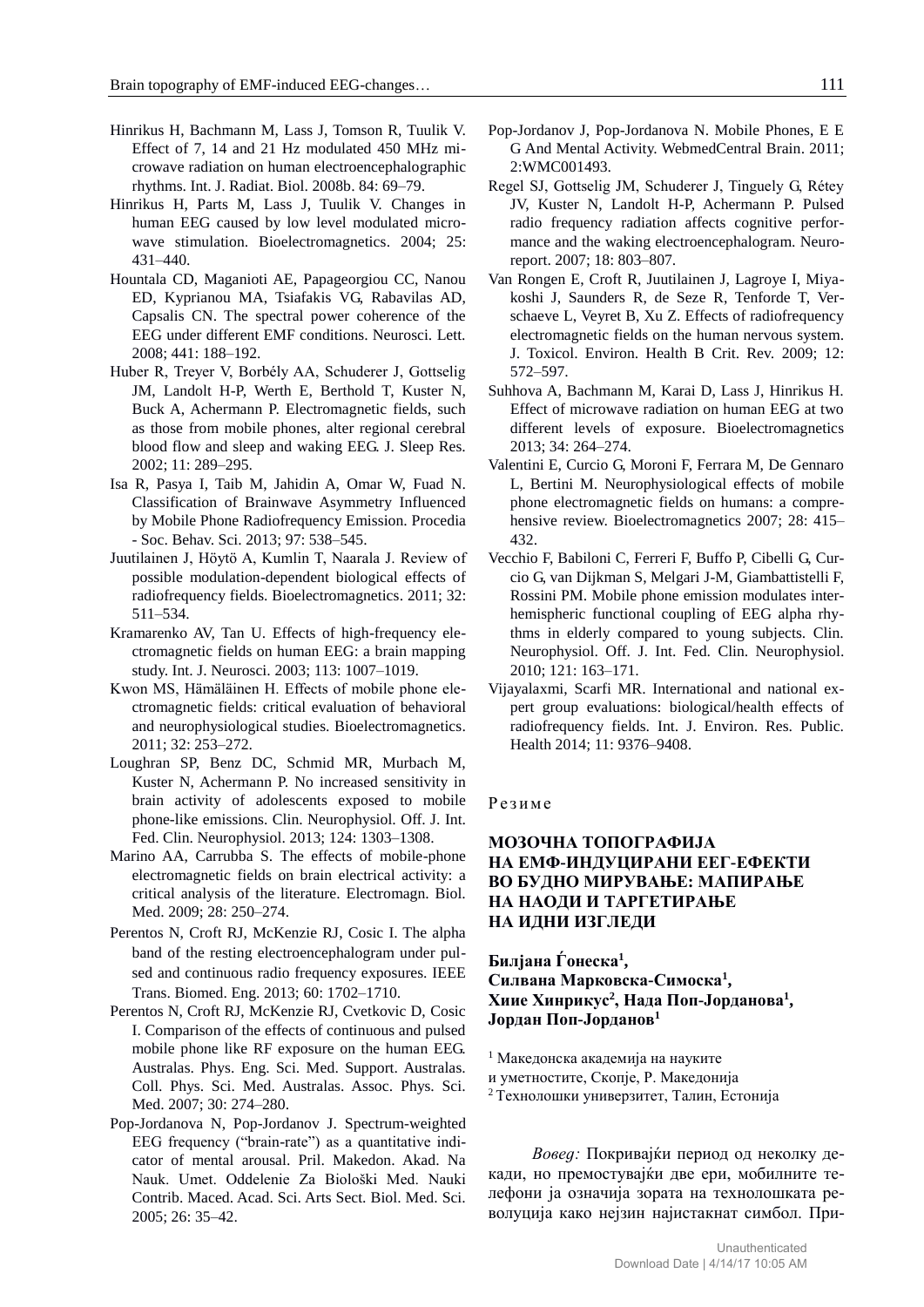Hinrikus H, Bachmann M, Lass J, Tomson R, Tuulik V. Effect of 7, 14 and 21 Hz modulated 450 MHz microwave radiation on human electroencephalographic rhythms. Int. J. Radiat. Biol. 2008b. 84: 69–79.

Hinrikus H, Parts M, Lass J, Tuulik V. Changes in human EEG caused by low level modulated microwave stimulation. Bioelectromagnetics. 2004; 25: 431–440.

Hountala CD, Maganioti AE, Papageorgiou CC, Nanou ED, Kyprianou MA, Tsiafakis VG, Rabavilas AD, Capsalis CN. The spectral power coherence of the EEG under different EMF conditions. Neurosci. Lett. 2008; 441: 188–192.

Huber R, Treyer V, Borbély AA, Schuderer J, Gottselig JM, Landolt H-P, Werth E, Berthold T, Kuster N, Buck A, Achermann P. Electromagnetic fields, such as those from mobile phones, alter regional cerebral blood flow and sleep and waking EEG. J. Sleep Res. 2002; 11: 289–295.

Isa R, Pasya I, Taib M, Jahidin A, Omar W, Fuad N. Classification of Brainwave Asymmetry Influenced by Mobile Phone Radiofrequency Emission. Procedia - Soc. Behav. Sci. 2013; 97: 538–545.

Juutilainen J, Höytö A, Kumlin T, Naarala J. Review of possible modulation-dependent biological effects of radiofrequency fields. Bioelectromagnetics. 2011; 32: 511–534.

Kramarenko AV, Tan U. Effects of high-frequency electromagnetic fields on human EEG: a brain mapping study. Int. J. Neurosci. 2003; 113: 1007–1019.

Kwon MS, Hämäläinen H. Effects of mobile phone electromagnetic fields: critical evaluation of behavioral and neurophysiological studies. Bioelectromagnetics. 2011; 32: 253–272.

Loughran SP, Benz DC, Schmid MR, Murbach M, Kuster N, Achermann P. No increased sensitivity in brain activity of adolescents exposed to mobile phone-like emissions. Clin. Neurophysiol. Off. J. Int. Fed. Clin. Neurophysiol. 2013; 124: 1303–1308.

Marino AA, Carrubba S. The effects of mobile-phone electromagnetic fields on brain electrical activity: a critical analysis of the literature. Electromagn. Biol. Med. 2009; 28: 250–274.

Perentos N, Croft RJ, McKenzie RJ, Cosic I. The alpha band of the resting electroencephalogram under pulsed and continuous radio frequency exposures. IEEE Trans. Biomed. Eng. 2013; 60: 1702–1710.

Perentos N, Croft RJ, McKenzie RJ, Cvetkovic D, Cosic I. Comparison of the effects of continuous and pulsed mobile phone like RF exposure on the human EEG. Australas. Phys. Eng. Sci. Med. Support. Australas. Coll. Phys. Sci. Med. Australas. Assoc. Phys. Sci. Med. 2007; 30: 274–280.

Pop-Jordanova N, Pop-Jordanov J. Spectrum-weighted EEG frequency ("brain-rate") as a quantitative indicator of mental arousal. Pril. Makedon. Akad. Na Nauk. Umet. Oddelenie Za Biološki Med. Nauki Contrib. Maced. Acad. Sci. Arts Sect. Biol. Med. Sci. 2005; 26: 35–42.

Pop-Jordanov J, Pop-Jordanova N. Mobile Phones, E E G And Mental Activity. WebmedCentral Brain. 2011; 2:WMC001493.

Regel SJ, Gottselig JM, Schuderer J, Tinguely G, Rétey JV, Kuster N, Landolt H-P, Achermann P. Pulsed radio frequency radiation affects cognitive performance and the waking electroencephalogram. Neuroreport. 2007; 18: 803–807.

Van Rongen E, Croft R, Juutilainen J, Lagroye I, Miyakoshi J, Saunders R, de Seze R, Tenforde T, Verschaeve L, Veyret B, Xu Z. Effects of radiofrequency electromagnetic fields on the human nervous system. J. Toxicol. Environ. Health B Crit. Rev. 2009; 12: 572–597.

Suhhova A, Bachmann M, Karai D, Lass J, Hinrikus H. Effect of microwave radiation on human EEG at two different levels of exposure. Bioelectromagnetics 2013; 34: 264–274.

Valentini E, Curcio G, Moroni F, Ferrara M, De Gennaro L, Bertini M. Neurophysiological effects of mobile phone electromagnetic fields on humans: a comprehensive review. Bioelectromagnetics 2007; 28: 415–432.

Vecchio F, Babiloni C, Ferreri F, Buffo P, Cibelli G, Curcio G, van Dijkman S, Melgari J-M, Giambattistelli F, Rossini PM. Mobile phone emission modulates interhemispheric functional coupling of EEG alpha rhythms in elderly compared to young subjects. Clin. Neurophysiol. Off. J. Int. Fed. Clin. Neurophysiol. 2010; 121: 163–171.

Vijayalaxmi, Scarfi MR. International and national expert group evaluations: biological/health effects of radiofrequency fields. Int. J. Environ. Res. Public. Health 2014; 11: 9376–9408.

Резиме

## МОЗОЧНА ТОПОГРАФИЈА НА ЕМФ-ИНДУЦИРАНИ ЕЕГ-ЕФЕКТИ ВО БУДНО МИРУВАЊЕ: МАПИРАЊЕ НА НАОДИ И ТАРГЕТИРАЊЕ НА ИДНИ ИЗГЛЕДИ

**Билјана Ѓонеска[1], Силвана Марковска-Симоска[1], Хиие Хинрикус[2], Нада Поп-Јорданова[1], Јордан Поп-Јорданов[1]**

[1] Македонска академија на науките и уметностите, Скопје, Р. Македонија
[2] Технолошки универзитет, Талин, Естонија

*Вовед:* Покривајќи период од неколку декади, но премостувајќи две ери, мобилните телефони ја означија зората на технолошката револуција како нејзин најистакнат симбол. При-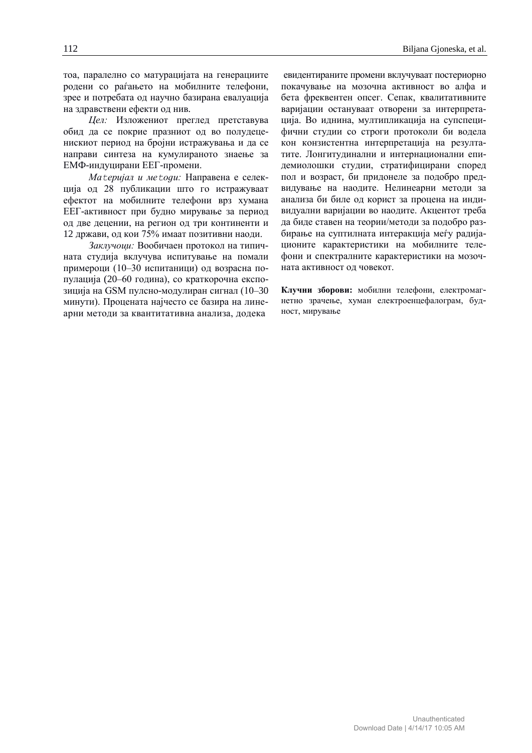тоа, паралелно со матурацијата на генерациите родени со раѓањето на мобилните телефони, зрее и потребата од научно базирана евалуација на здравствени ефекти од нив.

*Цел:* Изложениот преглед претставува обид да се покрие празниот од во полудеценискиот период на бројни истражувања и да се направи синтеза на кумулираното знаење за ЕМФ-индуцирани ЕЕГ-промени.

*Материјал и методи:* Направена е селекција од 28 публикации што го истражуваат ефектот на мобилните телефони врз хумана ЕЕГ-активност при будно мирување за период од две децении, на регион од три континенти и 12 држави, од кои 75% имаат позитивни наоди.

*Заклучоци:* Вообичаен протокол на типичната студија вклучува испитување на помали примероци (10–30 испитаници) од возрасна популација (20–60 година), со краткорочна експозиција на GSM пулсно-модулиран сигнал (10–30 минути). Процената најчесто се базира на линеарни методи за квантитативна анализа, додека евидентираните промени вклучуваат постериорно покачување на мозочна активност во алфа и бета фреквентен опсег. Сепак, квалитативните варијации остануваат отворени за интерпретација. Во иднина, мултипликација на суспецифични студии со строги протоколи би водела кон конзистентна интерпретација на резултатите. Лонгитудинални и интернационални епидемиолошки студии, стратифицирани според пол и возраст, би придонеле за подобро предвидување на наодите. Нелинеарни методи за анализа би биле од корист за процена на индивидуални варијации во наодите. Акцентот треба да биде ставен на теории/методи за подобро разбирање на суптилната интеракција меѓу радијационите карактеристики на мобилните телефони и спектралните карактеристики на мозочната активност од човекот.

**Клучни зборови:** мобилни телефони, електромагнетно зрачење, хуман електроенцефалограм, будност, мирување